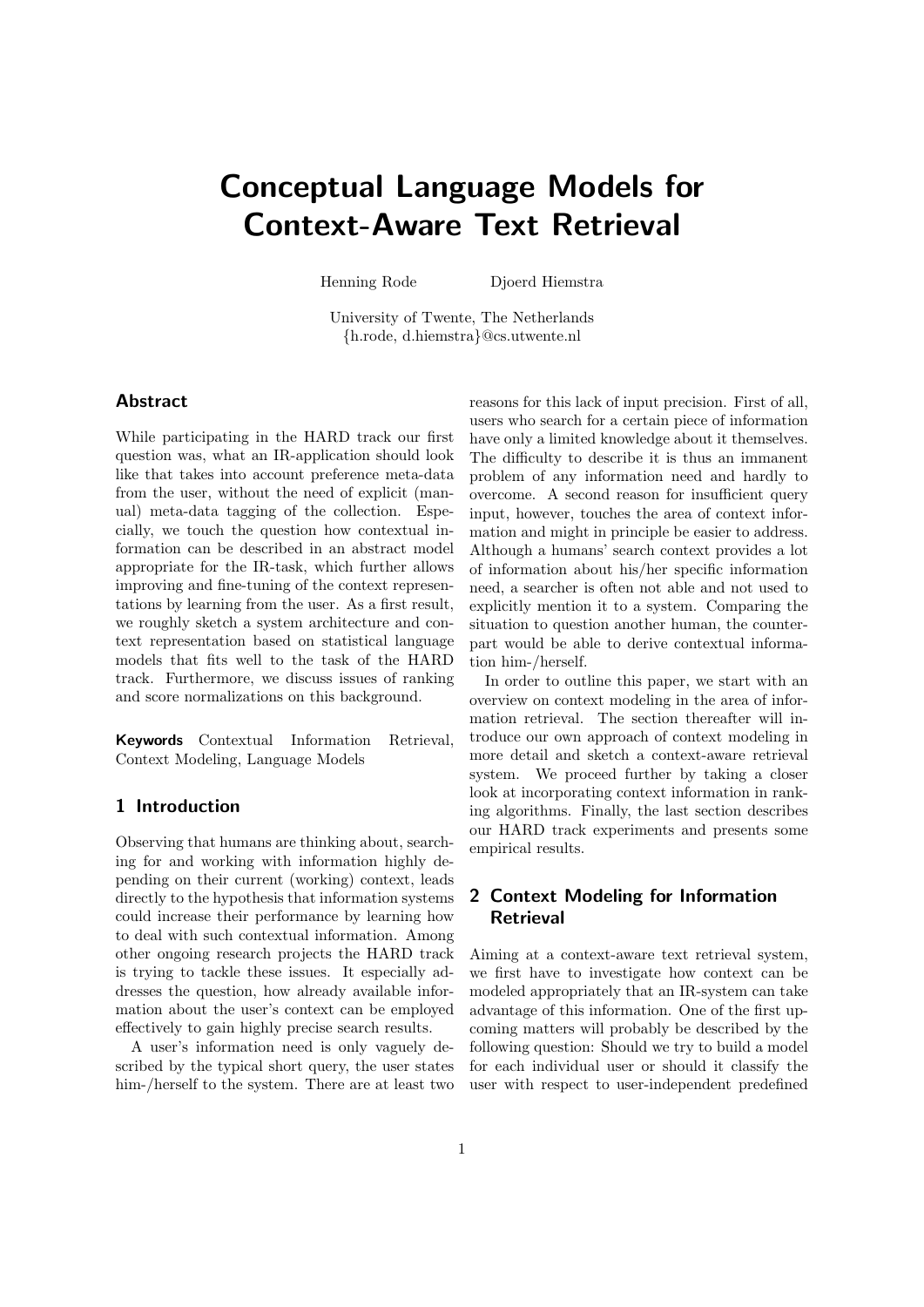# Conceptual Language Models for Context-Aware Text Retrieval

Henning Rode  Djoerd Hiemstra

University of Twente, The Netherlands
{h.rode, d.hiemstra}@cs.utwente.nl

## Abstract

While participating in the HARD track our first question was, what an IR-application should look like that takes into account preference meta-data from the user, without the need of explicit (manual) meta-data tagging of the collection. Especially, we touch the question how contextual information can be described in an abstract model appropriate for the IR-task, which further allows improving and fine-tuning of the context representations by learning from the user. As a first result, we roughly sketch a system architecture and context representation based on statistical language models that fits well to the task of the HARD track. Furthermore, we discuss issues of ranking and score normalizations on this background.

**Keywords** Contextual Information Retrieval, Context Modeling, Language Models

## 1 Introduction

Observing that humans are thinking about, searching for and working with information highly depending on their current (working) context, leads directly to the hypothesis that information systems could increase their performance by learning how to deal with such contextual information. Among other ongoing research projects the HARD track is trying to tackle these issues. It especially addresses the question, how already available information about the user's context can be employed effectively to gain highly precise search results.

A user's information need is only vaguely described by the typical short query, the user states him-/herself to the system. There are at least two reasons for this lack of input precision. First of all, users who search for a certain piece of information have only a limited knowledge about it themselves. The difficulty to describe it is thus an immanent problem of any information need and hardly to overcome. A second reason for insufficient query input, however, touches the area of context information and might in principle be easier to address. Although a humans' search context provides a lot of information about his/her specific information need, a searcher is often not able and not used to explicitly mention it to a system. Comparing the situation to question another human, the counterpart would be able to derive contextual information him-/herself.

In order to outline this paper, we start with an overview on context modeling in the area of information retrieval. The section thereafter will introduce our own approach of context modeling in more detail and sketch a context-aware retrieval system. We proceed further by taking a closer look at incorporating context information in ranking algorithms. Finally, the last section describes our HARD track experiments and presents some empirical results.

## 2 Context Modeling for Information Retrieval

Aiming at a context-aware text retrieval system, we first have to investigate how context can be modeled appropriately that an IR-system can take advantage of this information. One of the first upcoming matters will probably be described by the following question: Should we try to build a model for each individual user or should it classify the user with respect to user-independent predefined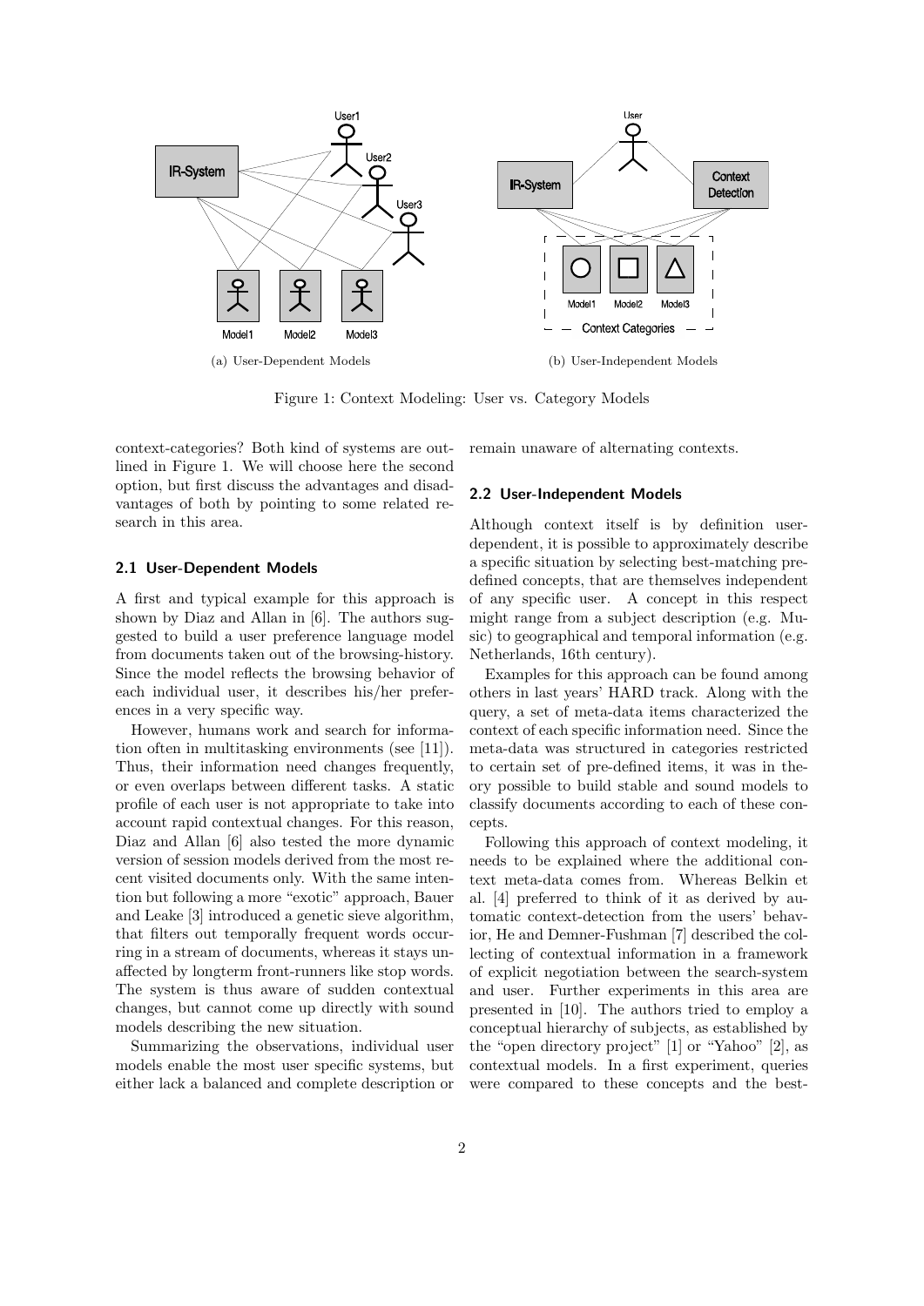(a) User-Dependent Models

(b) User-Independent Models

Figure 1: Context Modeling: User vs. Category Models

context-categories? Both kind of systems are outlined in Figure 1. We will choose here the second option, but first discuss the advantages and disadvantages of both by pointing to some related research in this area.

### 2.1 User-Dependent Models

A first and typical example for this approach is shown by Diaz and Allan in [6]. The authors suggested to build a user preference language model from documents taken out of the browsing-history. Since the model reflects the browsing behavior of each individual user, it describes his/her preferences in a very specific way.

However, humans work and search for information often in multitasking environments (see [11]). Thus, their information need changes frequently, or even overlaps between different tasks. A static profile of each user is not appropriate to take into account rapid contextual changes. For this reason, Diaz and Allan [6] also tested the more dynamic version of session models derived from the most recent visited documents only. With the same intention but following a more "exotic" approach, Bauer and Leake [3] introduced a genetic sieve algorithm, that filters out temporally frequent words occurring in a stream of documents, whereas it stays unaffected by longterm front-runners like stop words. The system is thus aware of sudden contextual changes, but cannot come up directly with sound models describing the new situation.

Summarizing the observations, individual user models enable the most user specific systems, but either lack a balanced and complete description or remain unaware of alternating contexts.

### 2.2 User-Independent Models

Although context itself is by definition user-dependent, it is possible to approximately describe a specific situation by selecting best-matching pre-defined concepts, that are themselves independent of any specific user. A concept in this respect might range from a subject description (e.g. Music) to geographical and temporal information (e.g. Netherlands, 16th century).

Examples for this approach can be found among others in last years' HARD track. Along with the query, a set of meta-data items characterized the context of each specific information need. Since the meta-data was structured in categories restricted to certain set of pre-defined items, it was in theory possible to build stable and sound models to classify documents according to each of these concepts.

Following this approach of context modeling, it needs to be explained where the additional context meta-data comes from. Whereas Belkin et al. [4] preferred to think of it as derived by automatic context-detection from the users' behavior, He and Demner-Fushman [7] described the collecting of contextual information in a framework of explicit negotiation between the search-system and user. Further experiments in this area are presented in [10]. The authors tried to employ a conceptual hierarchy of subjects, as established by the "open directory project" [1] or "Yahoo" [2], as contextual models. In a first experiment, queries were compared to these concepts and the best-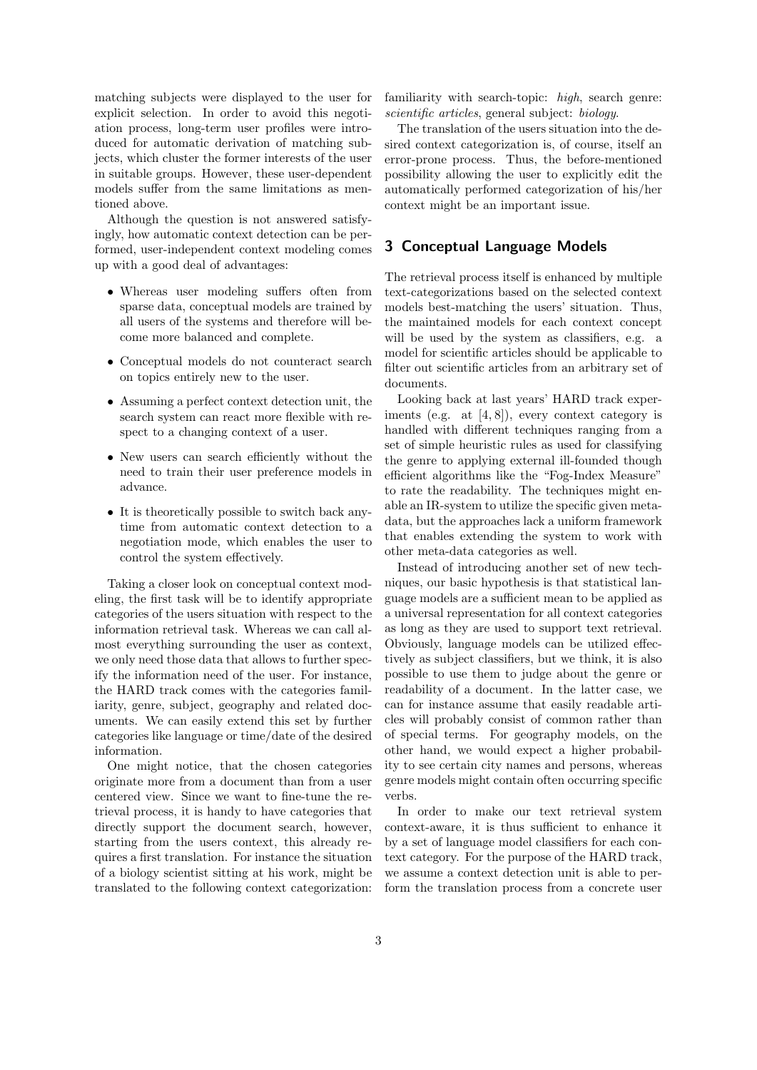matching subjects were displayed to the user for explicit selection. In order to avoid this negotiation process, long-term user profiles were introduced for automatic derivation of matching subjects, which cluster the former interests of the user in suitable groups. However, these user-dependent models suffer from the same limitations as mentioned above.

Although the question is not answered satisfyingly, how automatic context detection can be performed, user-independent context modeling comes up with a good deal of advantages:

- Whereas user modeling suffers often from sparse data, conceptual models are trained by all users of the systems and therefore will become more balanced and complete.
- Conceptual models do not counteract search on topics entirely new to the user.
- Assuming a perfect context detection unit, the search system can react more flexible with respect to a changing context of a user.
- New users can search efficiently without the need to train their user preference models in advance.
- It is theoretically possible to switch back anytime from automatic context detection to a negotiation mode, which enables the user to control the system effectively.

Taking a closer look on conceptual context modeling, the first task will be to identify appropriate categories of the users situation with respect to the information retrieval task. Whereas we can call almost everything surrounding the user as context, we only need those data that allows to further specify the information need of the user. For instance, the HARD track comes with the categories familiarity, genre, subject, geography and related documents. We can easily extend this set by further categories like language or time/date of the desired information.

One might notice, that the chosen categories originate more from a document than from a user centered view. Since we want to fine-tune the retrieval process, it is handy to have categories that directly support the document search, however, starting from the users context, this already requires a first translation. For instance the situation of a biology scientist sitting at his work, might be translated to the following context categorization: familiarity with search-topic: *high*, search genre: *scientific articles*, general subject: *biology*.

The translation of the users situation into the desired context categorization is, of course, itself an error-prone process. Thus, the before-mentioned possibility allowing the user to explicitly edit the automatically performed categorization of his/her context might be an important issue.

## 3 Conceptual Language Models

The retrieval process itself is enhanced by multiple text-categorizations based on the selected context models best-matching the users' situation. Thus, the maintained models for each context concept will be used by the system as classifiers, e.g. a model for scientific articles should be applicable to filter out scientific articles from an arbitrary set of documents.

Looking back at last years' HARD track experiments (e.g. at [4, 8]), every context category is handled with different techniques ranging from a set of simple heuristic rules as used for classifying the genre to applying external ill-founded though efficient algorithms like the "Fog-Index Measure" to rate the readability. The techniques might enable an IR-system to utilize the specific given meta-data, but the approaches lack a uniform framework that enables extending the system to work with other meta-data categories as well.

Instead of introducing another set of new techniques, our basic hypothesis is that statistical language models are a sufficient mean to be applied as a universal representation for all context categories as long as they are used to support text retrieval. Obviously, language models can be utilized effectively as subject classifiers, but we think, it is also possible to use them to judge about the genre or readability of a document. In the latter case, we can for instance assume that easily readable articles will probably consist of common rather than of special terms. For geography models, on the other hand, we would expect a higher probability to see certain city names and persons, whereas genre models might contain often occurring specific verbs.

In order to make our text retrieval system context-aware, it is thus sufficient to enhance it by a set of language model classifiers for each context category. For the purpose of the HARD track, we assume a context detection unit is able to perform the translation process from a concrete user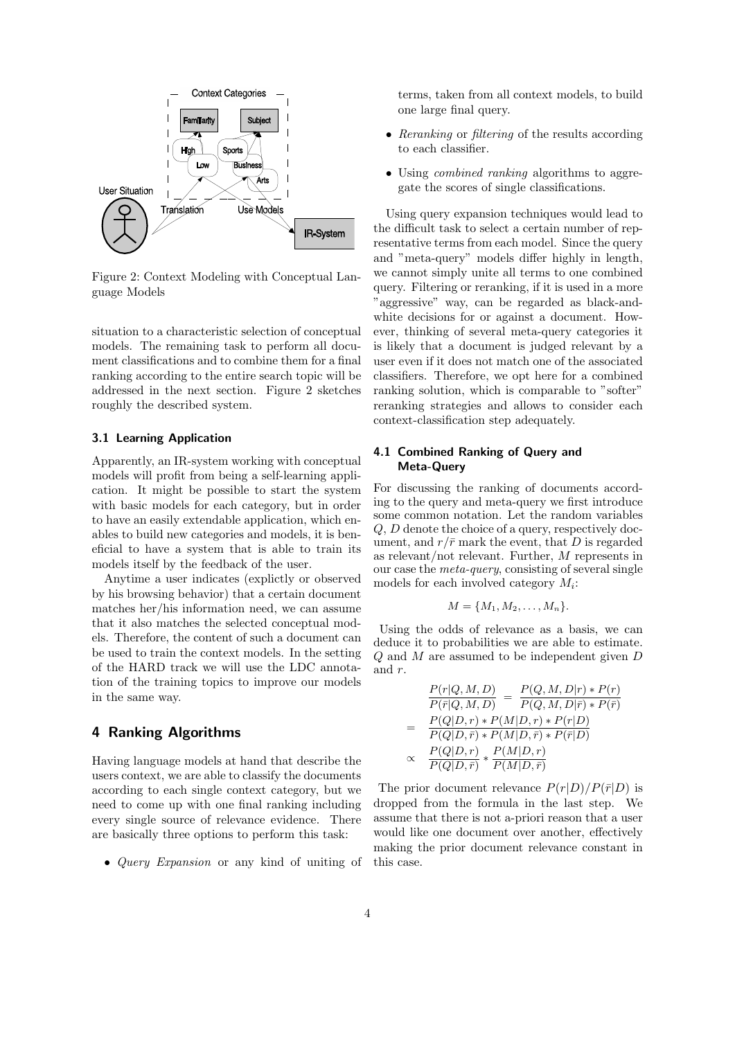Figure 2: Context Modeling with Conceptual Language Models

situation to a characteristic selection of conceptual models. The remaining task to perform all document classifications and to combine them for a final ranking according to the entire search topic will be addressed in the next section. Figure 2 sketches roughly the described system.

### 3.1 Learning Application

Apparently, an IR-system working with conceptual models will profit from being a self-learning application. It might be possible to start the system with basic models for each category, but in order to have an easily extendable application, which enables to build new categories and models, it is beneficial to have a system that is able to train its models itself by the feedback of the user.

Anytime a user indicates (explictly or observed by his browsing behavior) that a certain document matches her/his information need, we can assume that it also matches the selected conceptual models. Therefore, the content of such a document can be used to train the context models. In the setting of the HARD track we will use the LDC annotation of the training topics to improve our models in the same way.

## 4 Ranking Algorithms

Having language models at hand that describe the users context, we are able to classify the documents according to each single context category, but we need to come up with one final ranking including every single source of relevance evidence. There are basically three options to perform this task:

- *Query Expansion* or any kind of uniting of terms, taken from all context models, to build one large final query.
- *Reranking* or *filtering* of the results according to each classifier.
- Using *combined ranking* algorithms to aggregate the scores of single classifications.

Using query expansion techniques would lead to the difficult task to select a certain number of representative terms from each model. Since the query and "meta-query" models differ highly in length, we cannot simply unite all terms to one combined query. Filtering or reranking, if it is used in a more "aggressive" way, can be regarded as black-and-white decisions for or against a document. However, thinking of several meta-query categories it is likely that a document is judged relevant by a user even if it does not match one of the associated classifiers. Therefore, we opt here for a combined ranking solution, which is comparable to "softer" reranking strategies and allows to consider each context-classification step adequately.

### 4.1 Combined Ranking of Query and Meta-Query

For discussing the ranking of documents according to the query and meta-query we first introduce some common notation. Let the random variables $Q$, $D$ denote the choice of a query, respectively document, and $r/\bar{r}$ mark the event, that $D$ is regarded as relevant/not relevant. Further, $M$ represents in our case the *meta-query*, consisting of several single models for each involved category $M_i$:

$$M = \{M_1, M_2, \ldots, M_n\}.$$

Using the odds of relevance as a basis, we can deduce it to probabilities we are able to estimate. $Q$ and $M$ are assumed to be independent given $D$ and $r$.

$$\begin{aligned}
\frac{P(r|Q,M,D)}{P(\bar{r}|Q,M,D)} &= \frac{P(Q,M,D|r) * P(r)}{P(Q,M,D|\bar{r}) * P(\bar{r})} \\
&= \frac{P(Q|D,r) * P(M|D,r) * P(r|D)}{P(Q|D,\bar{r}) * P(M|D,\bar{r}) * P(\bar{r}|D)} \\
&\propto \frac{P(Q|D,r)}{P(Q|D,\bar{r})} * \frac{P(M|D,r)}{P(M|D,\bar{r})}
\end{aligned}$$

The prior document relevance $P(r|D)/P(\bar{r}|D)$ is dropped from the formula in the last step. We assume that there is not a-priori reason that a user would like one document over another, effectively making the prior document relevance constant in this case.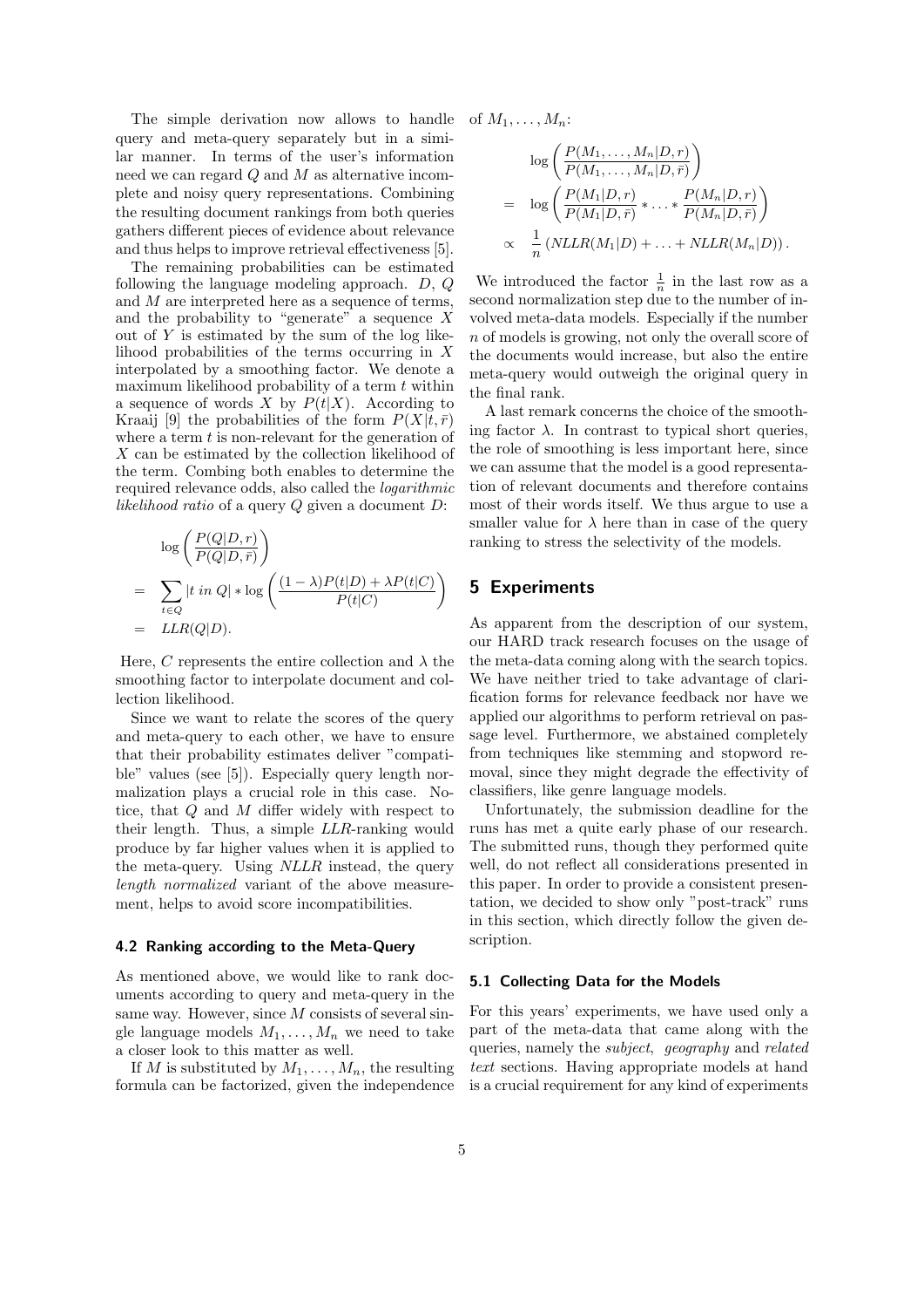The simple derivation now allows to handle query and meta-query separately but in a similar manner. In terms of the user's information need we can regard $Q$ and $M$ as alternative incomplete and noisy query representations. Combining the resulting document rankings from both queries gathers different pieces of evidence about relevance and thus helps to improve retrieval effectiveness [5].

The remaining probabilities can be estimated following the language modeling approach. $D$, $Q$ and $M$ are interpreted here as a sequence of terms, and the probability to "generate" a sequence $X$ out of $Y$ is estimated by the sum of the log likelihood probabilities of the terms occurring in $X$ interpolated by a smoothing factor. We denote a maximum likelihood probability of a term $t$ within a sequence of words $X$ by $P(t|X)$. According to Kraaij [9] the probabilities of the form $P(X|t, \bar{r})$ where a term $t$ is non-relevant for the generation of $X$ can be estimated by the collection likelihood of the term. Combing both enables to determine the required relevance odds, also called the *logarithmic likelihood ratio* of a query $Q$ given a document $D$:

$$
\begin{aligned}
& \log\left(\frac{P(Q|D,r)}{P(Q|D,\bar{r})}\right) \\
= & \sum_{t \in Q} |t \textit{ in } Q| * \log\left(\frac{(1-\lambda)P(t|D) + \lambda P(t|C)}{P(t|C)}\right) \\
= & \textit{LLR}(Q|D).
\end{aligned}
$$

Here, $C$ represents the entire collection and $\lambda$ the smoothing factor to interpolate document and collection likelihood.

Since we want to relate the scores of the query and meta-query to each other, we have to ensure that their probability estimates deliver "compatible" values (see [5]). Especially query length normalization plays a crucial role in this case. Notice, that $Q$ and $M$ differ widely with respect to their length. Thus, a simple *LLR*-ranking would produce by far higher values when it is applied to the meta-query. Using *NLLR* instead, the query *length normalized* variant of the above measurement, helps to avoid score incompatibilities.

### 4.2 Ranking according to the Meta-Query

As mentioned above, we would like to rank documents according to query and meta-query in the same way. However, since $M$ consists of several single language models $M_1, \ldots, M_n$ we need to take a closer look to this matter as well.

If $M$ is substituted by $M_1, \ldots, M_n$, the resulting formula can be factorized, given the independence of $M_1, \ldots, M_n$:

$$
\begin{aligned}
& \log\left(\frac{P(M_1,\ldots,M_n|D,r)}{P(M_1,\ldots,M_n|D,\bar{r})}\right) \\
= & \log\left(\frac{P(M_1|D,r)}{P(M_1|D,\bar{r})} * \cdots * \frac{P(M_n|D,r)}{P(M_n|D,\bar{r})}\right) \\
\propto & \frac{1}{n}\left(\textit{NLLR}(M_1|D) + \ldots + \textit{NLLR}(M_n|D)\right).
\end{aligned}
$$

We introduced the factor $\frac{1}{n}$ in the last row as a second normalization step due to the number of involved meta-data models. Especially if the number $n$ of models is growing, not only the overall score of the documents would increase, but also the entire meta-query would outweigh the original query in the final rank.

A last remark concerns the choice of the smoothing factor $\lambda$. In contrast to typical short queries, the role of smoothing is less important here, since we can assume that the model is a good representation of relevant documents and therefore contains most of their words itself. We thus argue to use a smaller value for $\lambda$ here than in case of the query ranking to stress the selectivity of the models.

## 5 Experiments

As apparent from the description of our system, our HARD track research focuses on the usage of the meta-data coming along with the search topics. We have neither tried to take advantage of clarification forms for relevance feedback nor have we applied our algorithms to perform retrieval on passage level. Furthermore, we abstained completely from techniques like stemming and stopword removal, since they might degrade the effectivity of classifiers, like genre language models.

Unfortunately, the submission deadline for the runs has met a quite early phase of our research. The submitted runs, though they performed quite well, do not reflect all considerations presented in this paper. In order to provide a consistent presentation, we decided to show only "post-track" runs in this section, which directly follow the given description.

### 5.1 Collecting Data for the Models

For this years' experiments, we have used only a part of the meta-data that came along with the queries, namely the *subject*, *geography* and *related text* sections. Having appropriate models at hand is a crucial requirement for any kind of experiments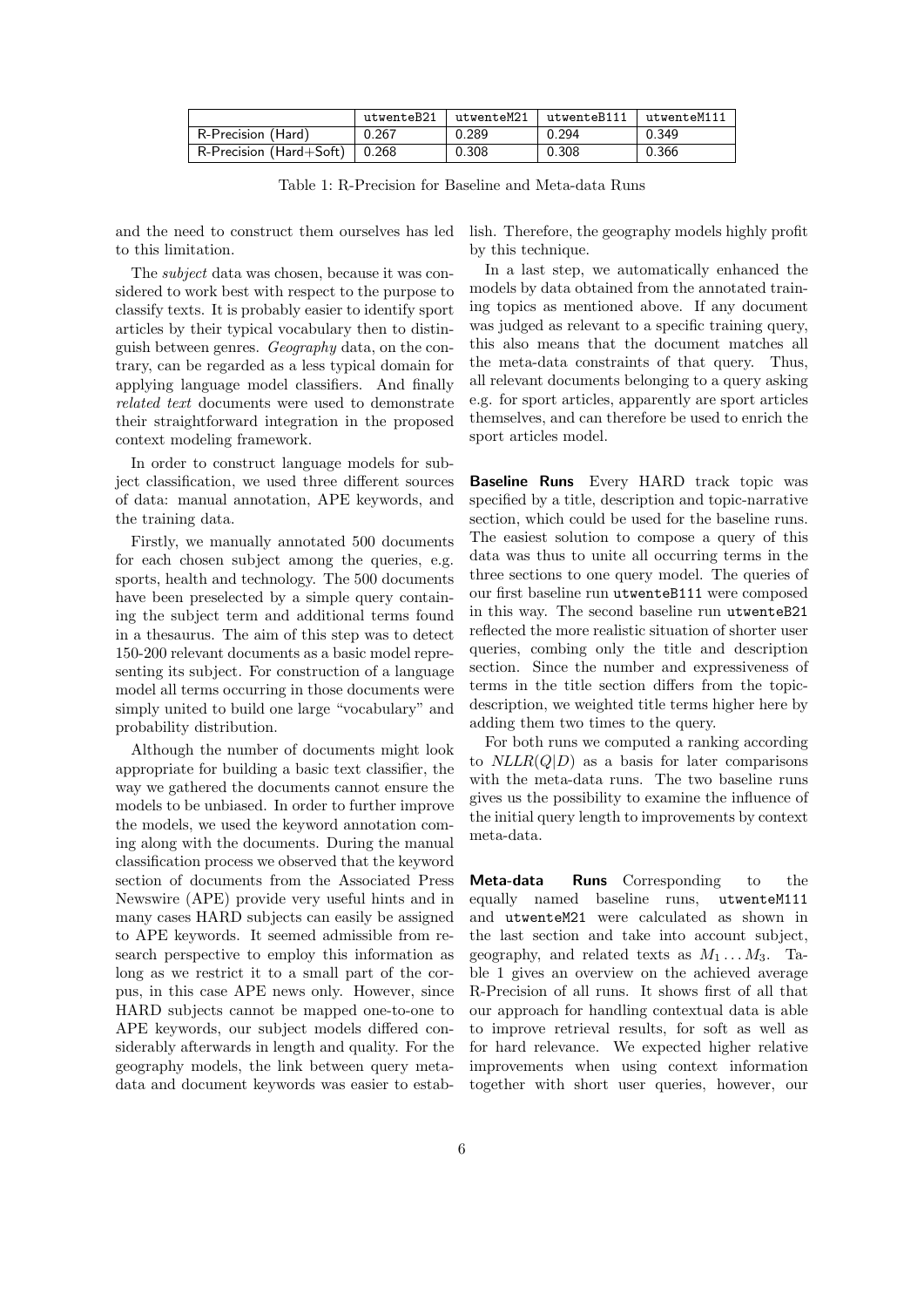| | utwenteB21 | utwenteM21 | utwenteB111 | utwenteM111 |
|---|---|---|---|---|
| R-Precision (Hard) | 0.267 | 0.289 | 0.294 | 0.349 |
| R-Precision (Hard+Soft) | 0.268 | 0.308 | 0.308 | 0.366 |

Table 1: R-Precision for Baseline and Meta-data Runs

and the need to construct them ourselves has led to this limitation.

The *subject* data was chosen, because it was considered to work best with respect to the purpose to classify texts. It is probably easier to identify sport articles by their typical vocabulary then to distinguish between genres. *Geography* data, on the contrary, can be regarded as a less typical domain for applying language model classifiers. And finally *related text* documents were used to demonstrate their straightforward integration in the proposed context modeling framework.

In order to construct language models for subject classification, we used three different sources of data: manual annotation, APE keywords, and the training data.

Firstly, we manually annotated 500 documents for each chosen subject among the queries, e.g. sports, health and technology. The 500 documents have been preselected by a simple query containing the subject term and additional terms found in a thesaurus. The aim of this step was to detect 150-200 relevant documents as a basic model representing its subject. For construction of a language model all terms occurring in those documents were simply united to build one large "vocabulary" and probability distribution.

Although the number of documents might look appropriate for building a basic text classifier, the way we gathered the documents cannot ensure the models to be unbiased. In order to further improve the models, we used the keyword annotation coming along with the documents. During the manual classification process we observed that the keyword section of documents from the Associated Press Newswire (APE) provide very useful hints and in many cases HARD subjects can easily be assigned to APE keywords. It seemed admissible from research perspective to employ this information as long as we restrict it to a small part of the corpus, in this case APE news only. However, since HARD subjects cannot be mapped one-to-one to APE keywords, our subject models differed considerably afterwards in length and quality. For the geography models, the link between query meta-data and document keywords was easier to establish. Therefore, the geography models highly profit by this technique.

In a last step, we automatically enhanced the models by data obtained from the annotated training topics as mentioned above. If any document was judged as relevant to a specific training query, this also means that the document matches all the meta-data constraints of that query. Thus, all relevant documents belonging to a query asking e.g. for sport articles, apparently are sport articles themselves, and can therefore be used to enrich the sport articles model.

**Baseline Runs** Every HARD track topic was specified by a title, description and topic-narrative section, which could be used for the baseline runs. The easiest solution to compose a query of this data was thus to unite all occurring terms in the three sections to one query model. The queries of our first baseline run `utwenteB111` were composed in this way. The second baseline run `utwenteB21` reflected the more realistic situation of shorter user queries, combing only the title and description section. Since the number and expressiveness of terms in the title section differs from the topic-description, we weighted title terms higher here by adding them two times to the query.

For both runs we computed a ranking according to $NLLR(Q|D)$ as a basis for later comparisons with the meta-data runs. The two baseline runs gives us the possibility to examine the influence of the initial query length to improvements by context meta-data.

**Meta-data Runs** Corresponding to the equally named baseline runs, `utwenteM111` and `utwenteM21` were calculated as shown in the last section and take into account subject, geography, and related texts as $M_1 \ldots M_3$. Table 1 gives an overview on the achieved average R-Precision of all runs. It shows first of all that our approach for handling contextual data is able to improve retrieval results, for soft as well as for hard relevance. We expected higher relative improvements when using context information together with short user queries, however, our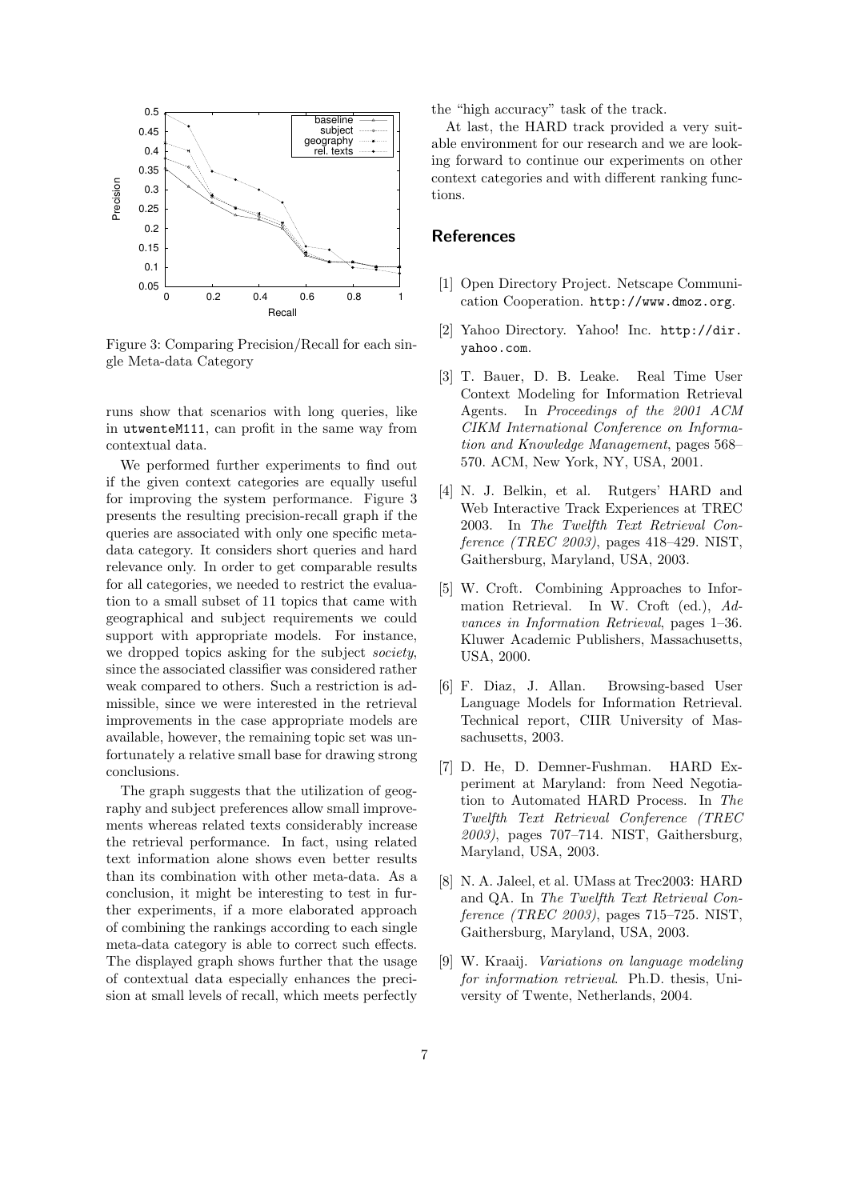Figure 3: Comparing Precision/Recall for each single Meta-data Category

runs show that scenarios with long queries, like in `utwenteM111`, can profit in the same way from contextual data.

We performed further experiments to find out if the given context categories are equally useful for improving the system performance. Figure 3 presents the resulting precision-recall graph if the queries are associated with only one specific meta-data category. It considers short queries and hard relevance only. In order to get comparable results for all categories, we needed to restrict the evaluation to a small subset of 11 topics that came with geographical and subject requirements we could support with appropriate models. For instance, we dropped topics asking for the subject *society*, since the associated classifier was considered rather weak compared to others. Such a restriction is admissible, since we were interested in the retrieval improvements in the case appropriate models are available, however, the remaining topic set was unfortunately a relative small base for drawing strong conclusions.

The graph suggests that the utilization of geography and subject preferences allow small improvements whereas related texts considerably increase the retrieval performance. In fact, using related text information alone shows even better results than its combination with other meta-data. As a conclusion, it might be interesting to test in further experiments, if a more elaborated approach of combining the rankings according to each single meta-data category is able to correct such effects. The displayed graph shows further that the usage of contextual data especially enhances the precision at small levels of recall, which meets perfectly the "high accuracy" task of the track.

At last, the HARD track provided a very suitable environment for our research and we are looking forward to continue our experiments on other context categories and with different ranking functions.

## References

[1] Open Directory Project. Netscape Communication Cooperation. `http://www.dmoz.org`.

[2] Yahoo Directory. Yahoo! Inc. `http://dir.yahoo.com`.

[3] T. Bauer, D. B. Leake. Real Time User Context Modeling for Information Retrieval Agents. In *Proceedings of the 2001 ACM CIKM International Conference on Information and Knowledge Management*, pages 568–570. ACM, New York, NY, USA, 2001.

[4] N. J. Belkin, et al. Rutgers' HARD and Web Interactive Track Experiences at TREC 2003. In *The Twelfth Text Retrieval Conference (TREC 2003)*, pages 418–429. NIST, Gaithersburg, Maryland, USA, 2003.

[5] W. Croft. Combining Approaches to Information Retrieval. In W. Croft (ed.), *Advances in Information Retrieval*, pages 1–36. Kluwer Academic Publishers, Massachusetts, USA, 2000.

[6] F. Diaz, J. Allan. Browsing-based User Language Models for Information Retrieval. Technical report, CIIR University of Massachusetts, 2003.

[7] D. He, D. Demner-Fushman. HARD Experiment at Maryland: from Need Negotiation to Automated HARD Process. In *The Twelfth Text Retrieval Conference (TREC 2003)*, pages 707–714. NIST, Gaithersburg, Maryland, USA, 2003.

[8] N. A. Jaleel, et al. UMass at Trec2003: HARD and QA. In *The Twelfth Text Retrieval Conference (TREC 2003)*, pages 715–725. NIST, Gaithersburg, Maryland, USA, 2003.

[9] W. Kraaij. *Variations on language modeling for information retrieval*. Ph.D. thesis, University of Twente, Netherlands, 2004.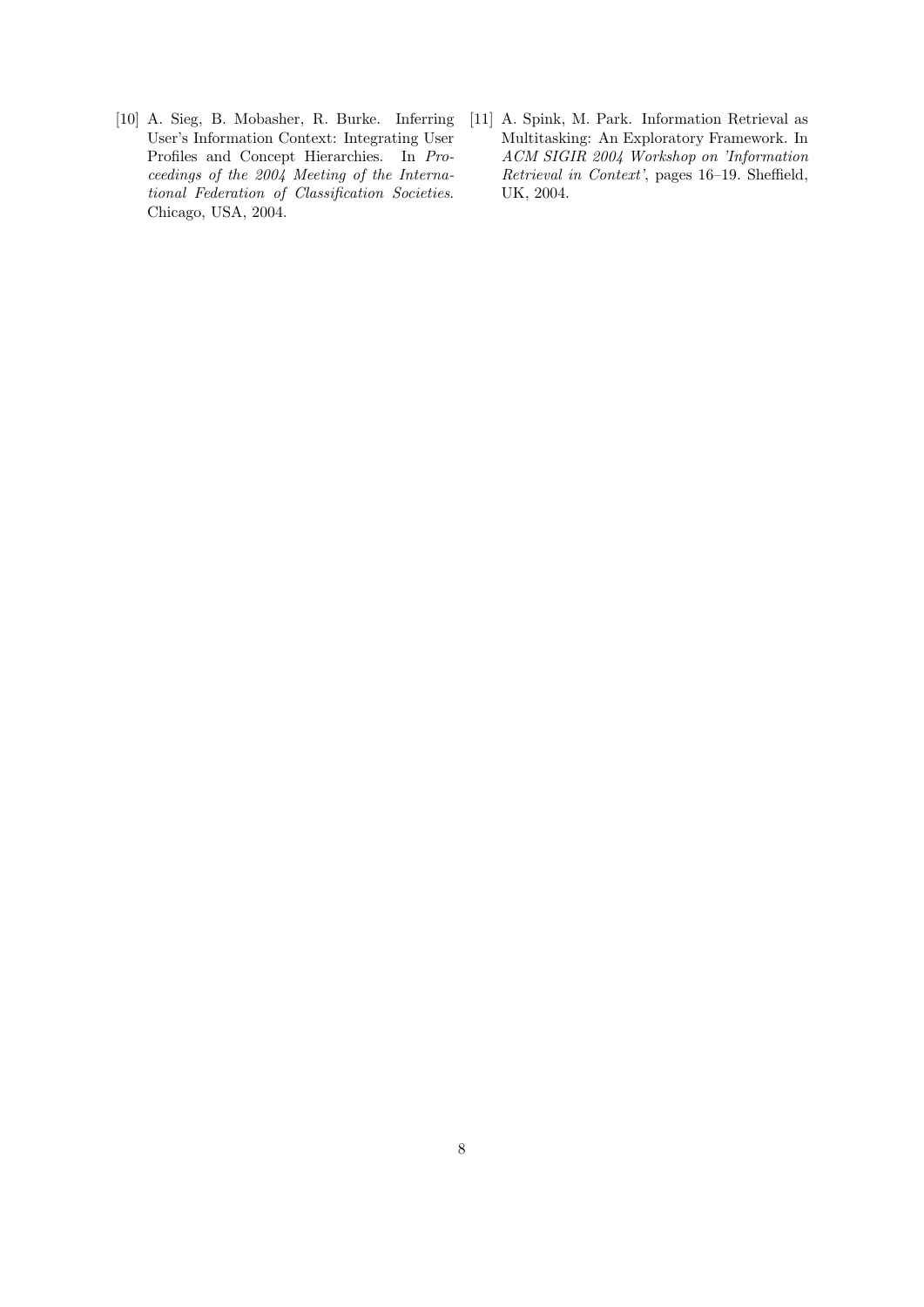[10] A. Sieg, B. Mobasher, R. Burke. Inferring User's Information Context: Integrating User Profiles and Concept Hierarchies. In *Proceedings of the 2004 Meeting of the International Federation of Classification Societies*. Chicago, USA, 2004.

[11] A. Spink, M. Park. Information Retrieval as Multitasking: An Exploratory Framework. In *ACM SIGIR 2004 Workshop on 'Information Retrieval in Context'*, pages 16–19. Sheffield, UK, 2004.